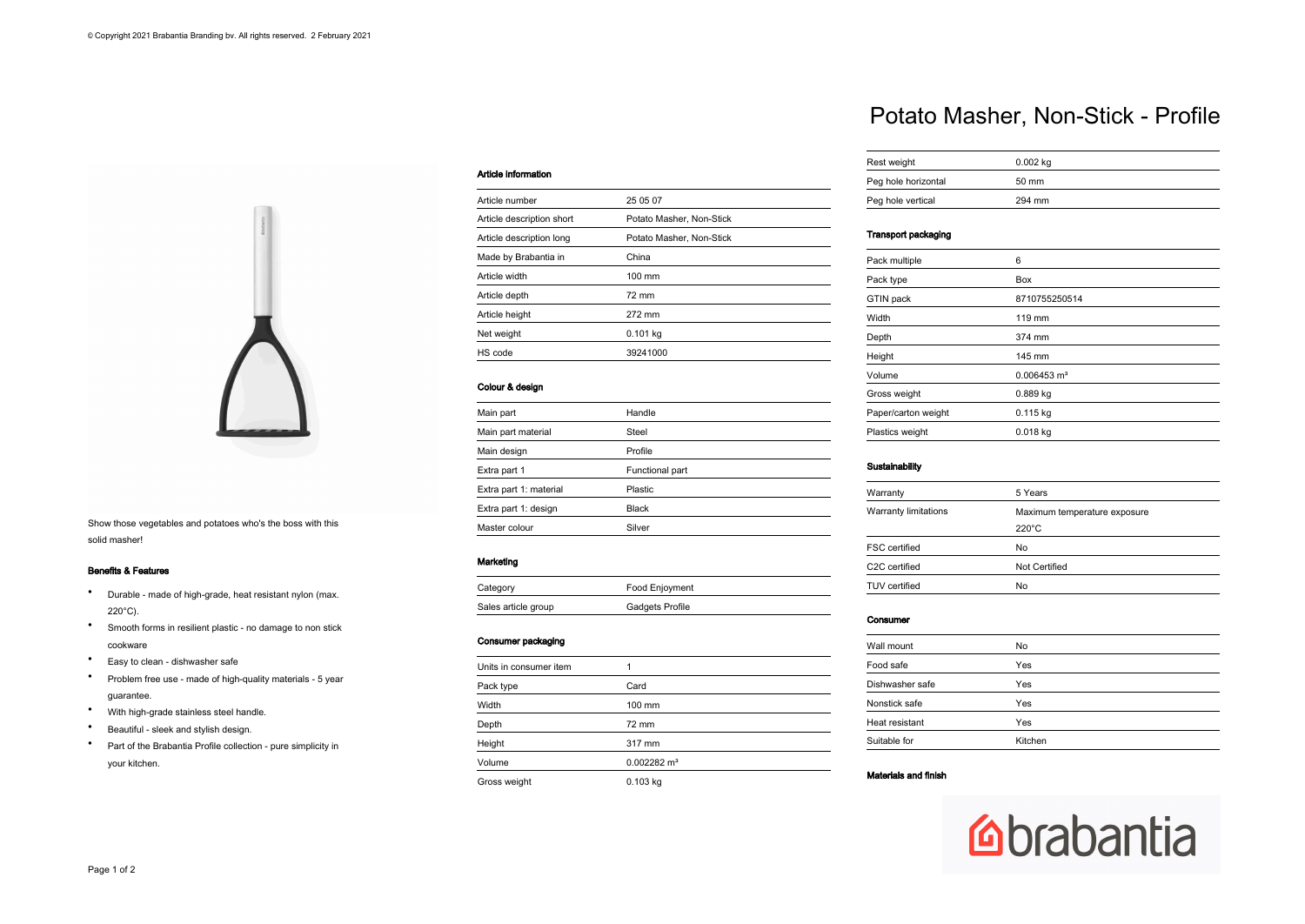© Copyright 2021 Brabantia Branding bv. All rights reserved. 2 February 2021

# Potato Masher, Non-Stick - Profile

Show those vegetables and potatoes who's the boss with this solid masher!

### Benefits & Features

- Durable - made of high-grade, heat resistant nylon (max. 220°C).
- Smooth forms in resilient plastic - no damage to non stick cookware
- Easy to clean - dishwasher safe
- Problem free use - made of high-quality materials - 5 year guarantee.
- With high-grade stainless steel handle.
- Beautiful - sleek and stylish design.
- Part of the Brabantia Profile collection - pure simplicity in your kitchen.

### Article information

| | |
|---|---|
| Article number | 25 05 07 |
| Article description short | Potato Masher, Non-Stick |
| Article description long | Potato Masher, Non-Stick |
| Made by Brabantia in | China |
| Article width | 100 mm |
| Article depth | 72 mm |
| Article height | 272 mm |
| Net weight | 0.101 kg |
| HS code | 39241000 |

### Colour & design

| | |
|---|---|
| Main part | Handle |
| Main part material | Steel |
| Main design | Profile |
| Extra part 1 | Functional part |
| Extra part 1: material | Plastic |
| Extra part 1: design | Black |
| Master colour | Silver |

### Marketing

| | |
|---|---|
| Category | Food Enjoyment |
| Sales article group | Gadgets Profile |

### Consumer packaging

| | |
|---|---|
| Units in consumer item | 1 |
| Pack type | Card |
| Width | 100 mm |
| Depth | 72 mm |
| Height | 317 mm |
| Volume | 0.002282 m³ |
| Gross weight | 0.103 kg |
| Rest weight | 0.002 kg |
| Peg hole horizontal | 50 mm |
| Peg hole vertical | 294 mm |

### Transport packaging

| | |
|---|---|
| Pack multiple | 6 |
| Pack type | Box |
| GTIN pack | 8710755250514 |
| Width | 119 mm |
| Depth | 374 mm |
| Height | 145 mm |
| Volume | 0.006453 m³ |
| Gross weight | 0.889 kg |
| Paper/carton weight | 0.115 kg |
| Plastics weight | 0.018 kg |

### Sustainability

| | |
|---|---|
| Warranty | 5 Years |
| Warranty limitations | Maximum temperature exposure 220°C |
| FSC certified | No |
| C2C certified | Not Certified |
| TUV certified | No |

### Consumer

| | |
|---|---|
| Wall mount | No |
| Food safe | Yes |
| Dishwasher safe | Yes |
| Nonstick safe | Yes |
| Heat resistant | Yes |
| Suitable for | Kitchen |

### Materials and finish

brabantia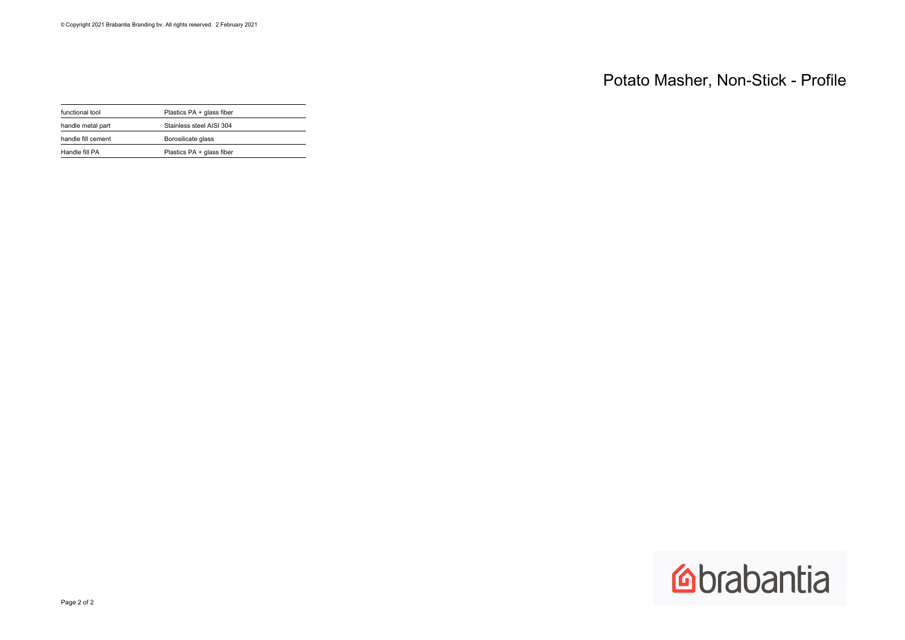© Copyright 2021 Brabantia Branding bv. All rights reserved. 2 February 2021

# Potato Masher, Non-Stick - Profile

| | |
|---|---|
| functional tool | Plastics PA + glass fiber |
| handle metal part | Stainless steel AISI 304 |
| handle fill cement | Borosilicate glass |
| Handle fill PA | Plastics PA + glass fiber |

brabantia